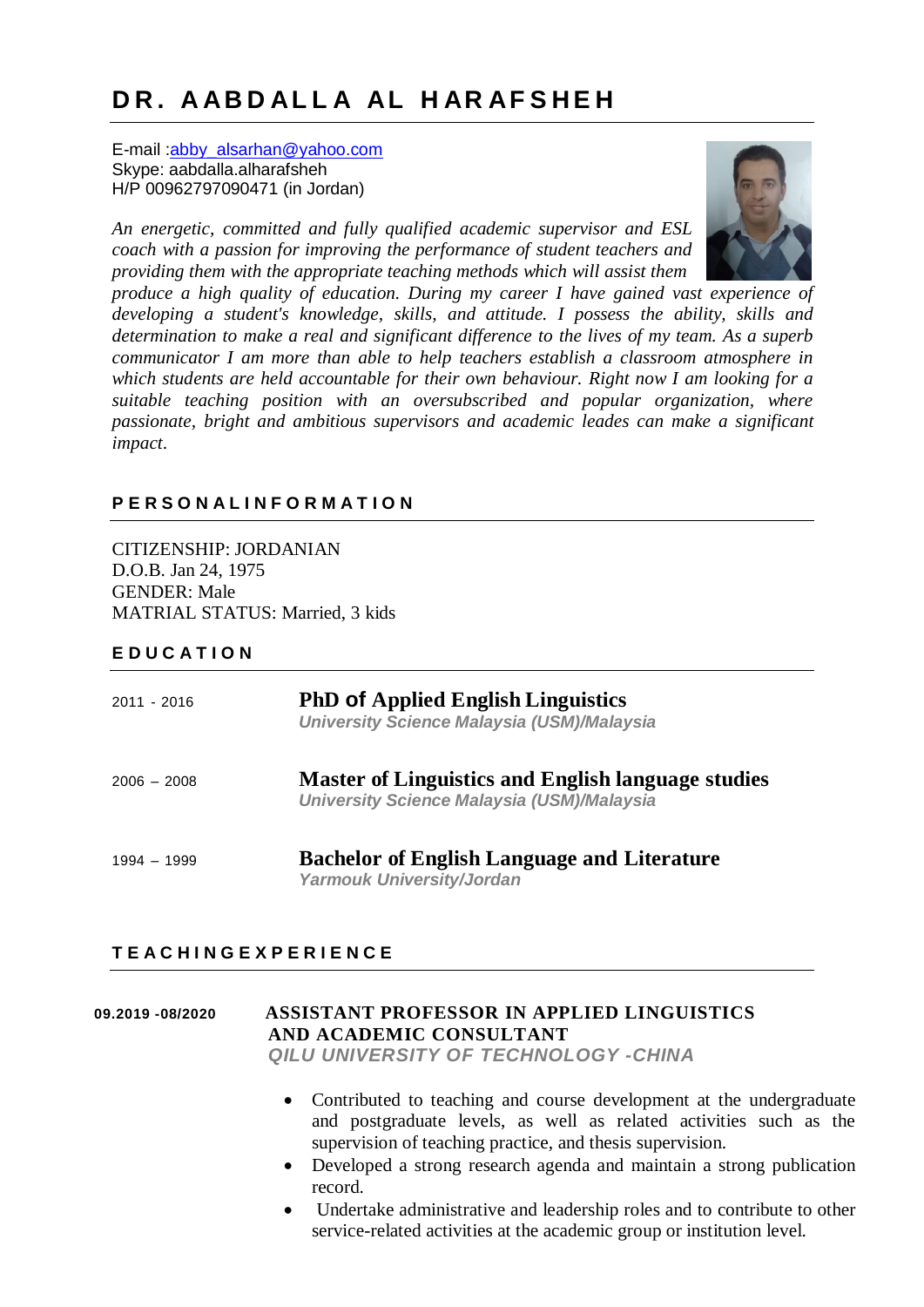# DR. AABDALLA AL HARAFSHEH

E-mail :abby_alsarhan@yahoo.com
Skype: aabdalla.alharafsheh
H/P 00962797090471 (in Jordan)

*An energetic, committed and fully qualified academic supervisor and ESL coach with a passion for improving the performance of student teachers and providing them with the appropriate teaching methods which will assist them produce a high quality of education. During my career I have gained vast experience of developing a student's knowledge, skills, and attitude. I possess the ability, skills and determination to make a real and significant difference to the lives of my team. As a superb communicator I am more than able to help teachers establish a classroom atmosphere in which students are held accountable for their own behaviour. Right now I am looking for a suitable teaching position with an oversubscribed and popular organization, where passionate, bright and ambitious supervisors and academic leades can make a significant impact.*

## PERSONAL INFORMATION

CITIZENSHIP: JORDANIAN
D.O.B. Jan 24, 1975
GENDER: Male
MATRIAL STATUS: Married, 3 kids

## EDUCATION

2011 - 2016 — **PhD of Applied English Linguistics**
*University Science Malaysia (USM)/Malaysia*

2006 – 2008 — **Master of Linguistics and English language studies**
*University Science Malaysia (USM)/Malaysia*

1994 – 1999 — **Bachelor of English Language and Literature**
*Yarmouk University/Jordan*

## TEACHING EXPERIENCE

**09.2019 -08/2020** — **ASSISTANT PROFESSOR IN APPLIED LINGUISTICS AND ACADEMIC CONSULTANT**
*QILU UNIVERSITY OF TECHNOLOGY -CHINA*

- Contributed to teaching and course development at the undergraduate and postgraduate levels, as well as related activities such as the supervision of teaching practice, and thesis supervision.
- Developed a strong research agenda and maintain a strong publication record.
- Undertake administrative and leadership roles and to contribute to other service-related activities at the academic group or institution level.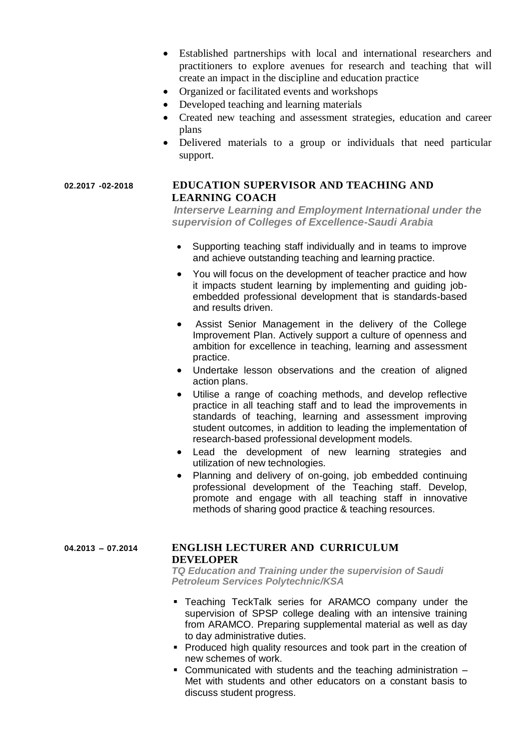- Established partnerships with local and international researchers and practitioners to explore avenues for research and teaching that will create an impact in the discipline and education practice
- Organized or facilitated events and workshops
- Developed teaching and learning materials
- Created new teaching and assessment strategies, education and career plans
- Delivered materials to a group or individuals that need particular support.

**02.2017 -02-2018**

### EDUCATION SUPERVISOR AND TEACHING AND LEARNING COACH

***Interserve Learning and Employment International under the supervision of Colleges of Excellence-Saudi Arabia***

- Supporting teaching staff individually and in teams to improve and achieve outstanding teaching and learning practice.
- You will focus on the development of teacher practice and how it impacts student learning by implementing and guiding job-embedded professional development that is standards-based and results driven.
- Assist Senior Management in the delivery of the College Improvement Plan. Actively support a culture of openness and ambition for excellence in teaching, learning and assessment practice.
- Undertake lesson observations and the creation of aligned action plans.
- Utilise a range of coaching methods, and develop reflective practice in all teaching staff and to lead the improvements in standards of teaching, learning and assessment improving student outcomes, in addition to leading the implementation of research-based professional development models.
- Lead the development of new learning strategies and utilization of new technologies.
- Planning and delivery of on-going, job embedded continuing professional development of the Teaching staff. Develop, promote and engage with all teaching staff in innovative methods of sharing good practice & teaching resources.

**04.2013 – 07.2014**

### ENGLISH LECTURER AND CURRICULUM DEVELOPER

***TQ Education and Training under the supervision of Saudi Petroleum Services Polytechnic/KSA***

- Teaching TeckTalk series for ARAMCO company under the supervision of SPSP college dealing with an intensive training from ARAMCO. Preparing supplemental material as well as day to day administrative duties.
- Produced high quality resources and took part in the creation of new schemes of work.
- Communicated with students and the teaching administration – Met with students and other educators on a constant basis to discuss student progress.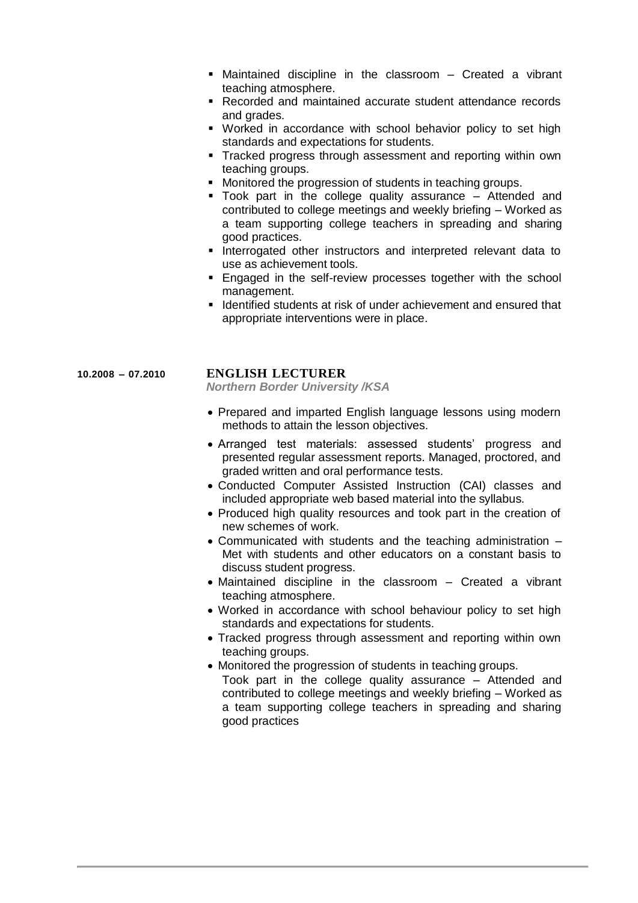- Maintained discipline in the classroom – Created a vibrant teaching atmosphere.
- Recorded and maintained accurate student attendance records and grades.
- Worked in accordance with school behavior policy to set high standards and expectations for students.
- Tracked progress through assessment and reporting within own teaching groups.
- Monitored the progression of students in teaching groups.
- Took part in the college quality assurance – Attended and contributed to college meetings and weekly briefing – Worked as a team supporting college teachers in spreading and sharing good practices.
- Interrogated other instructors and interpreted relevant data to use as achievement tools.
- Engaged in the self-review processes together with the school management.
- Identified students at risk of under achievement and ensured that appropriate interventions were in place.

**10.2008 – 07.2010** **ENGLISH LECTURER**
***Northern Border University /KSA***

- Prepared and imparted English language lessons using modern methods to attain the lesson objectives.
- Arranged test materials: assessed students' progress and presented regular assessment reports. Managed, proctored, and graded written and oral performance tests.
- Conducted Computer Assisted Instruction (CAI) classes and included appropriate web based material into the syllabus.
- Produced high quality resources and took part in the creation of new schemes of work.
- Communicated with students and the teaching administration – Met with students and other educators on a constant basis to discuss student progress.
- Maintained discipline in the classroom – Created a vibrant teaching atmosphere.
- Worked in accordance with school behaviour policy to set high standards and expectations for students.
- Tracked progress through assessment and reporting within own teaching groups.
- Monitored the progression of students in teaching groups.
  Took part in the college quality assurance – Attended and contributed to college meetings and weekly briefing – Worked as a team supporting college teachers in spreading and sharing good practices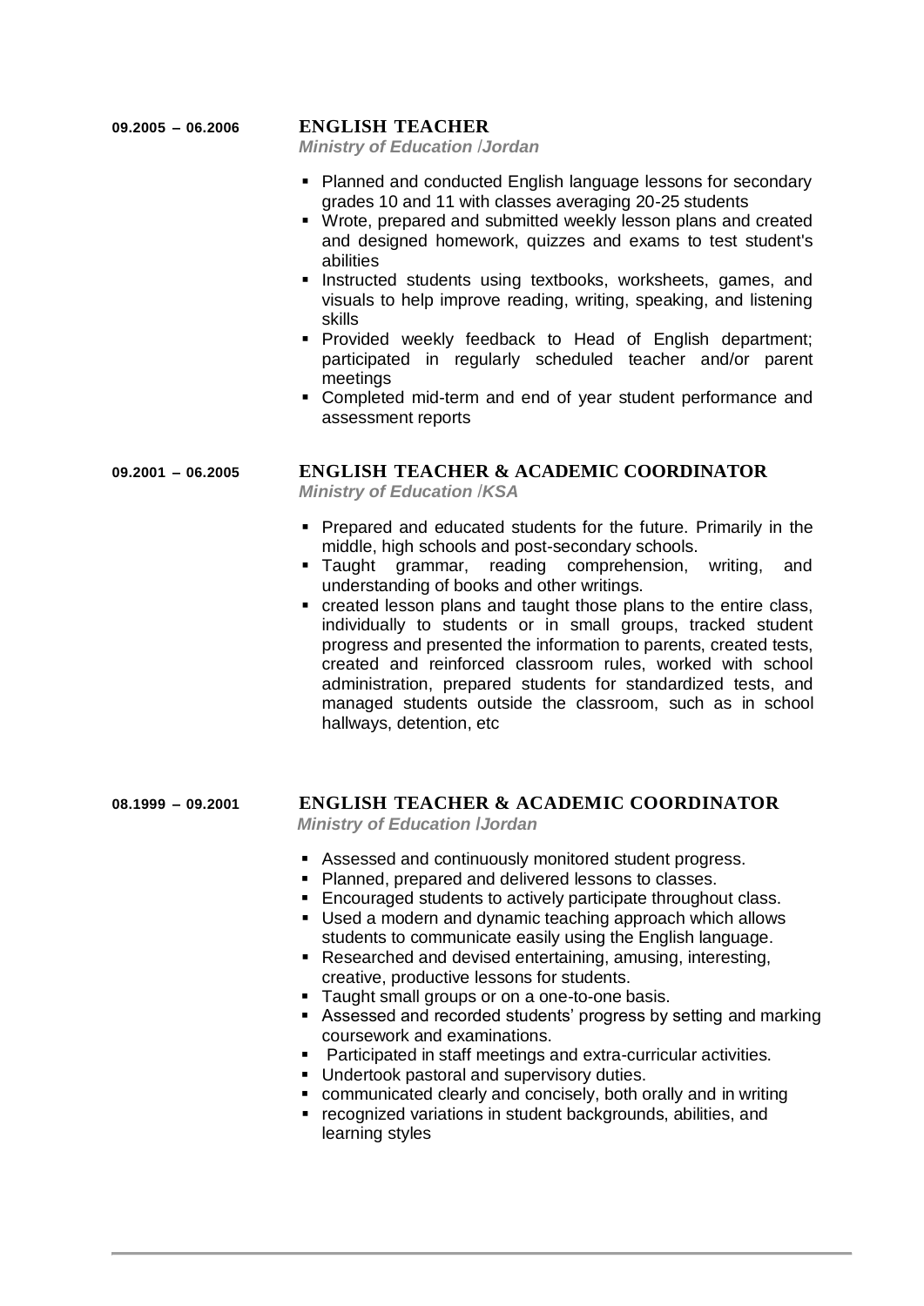**09.2005 – 06.2006** **ENGLISH TEACHER**

***Ministry of Education /Jordan***

- Planned and conducted English language lessons for secondary grades 10 and 11 with classes averaging 20-25 students
- Wrote, prepared and submitted weekly lesson plans and created and designed homework, quizzes and exams to test student's abilities
- Instructed students using textbooks, worksheets, games, and visuals to help improve reading, writing, speaking, and listening skills
- Provided weekly feedback to Head of English department; participated in regularly scheduled teacher and/or parent meetings
- Completed mid-term and end of year student performance and assessment reports

**09.2001 – 06.2005** **ENGLISH TEACHER & ACADEMIC COORDINATOR**

***Ministry of Education /KSA***

- Prepared and educated students for the future. Primarily in the middle, high schools and post-secondary schools.
- Taught grammar, reading comprehension, writing, and understanding of books and other writings.
- created lesson plans and taught those plans to the entire class, individually to students or in small groups, tracked student progress and presented the information to parents, created tests, created and reinforced classroom rules, worked with school administration, prepared students for standardized tests, and managed students outside the classroom, such as in school hallways, detention, etc

**08.1999 – 09.2001** **ENGLISH TEACHER & ACADEMIC COORDINATOR**

***Ministry of Education /Jordan***

- Assessed and continuously monitored student progress.
- Planned, prepared and delivered lessons to classes.
- Encouraged students to actively participate throughout class.
- Used a modern and dynamic teaching approach which allows students to communicate easily using the English language.
- Researched and devised entertaining, amusing, interesting, creative, productive lessons for students.
- Taught small groups or on a one-to-one basis.
- Assessed and recorded students' progress by setting and marking coursework and examinations.
- Participated in staff meetings and extra-curricular activities.
- Undertook pastoral and supervisory duties.
- communicated clearly and concisely, both orally and in writing
- recognized variations in student backgrounds, abilities, and learning styles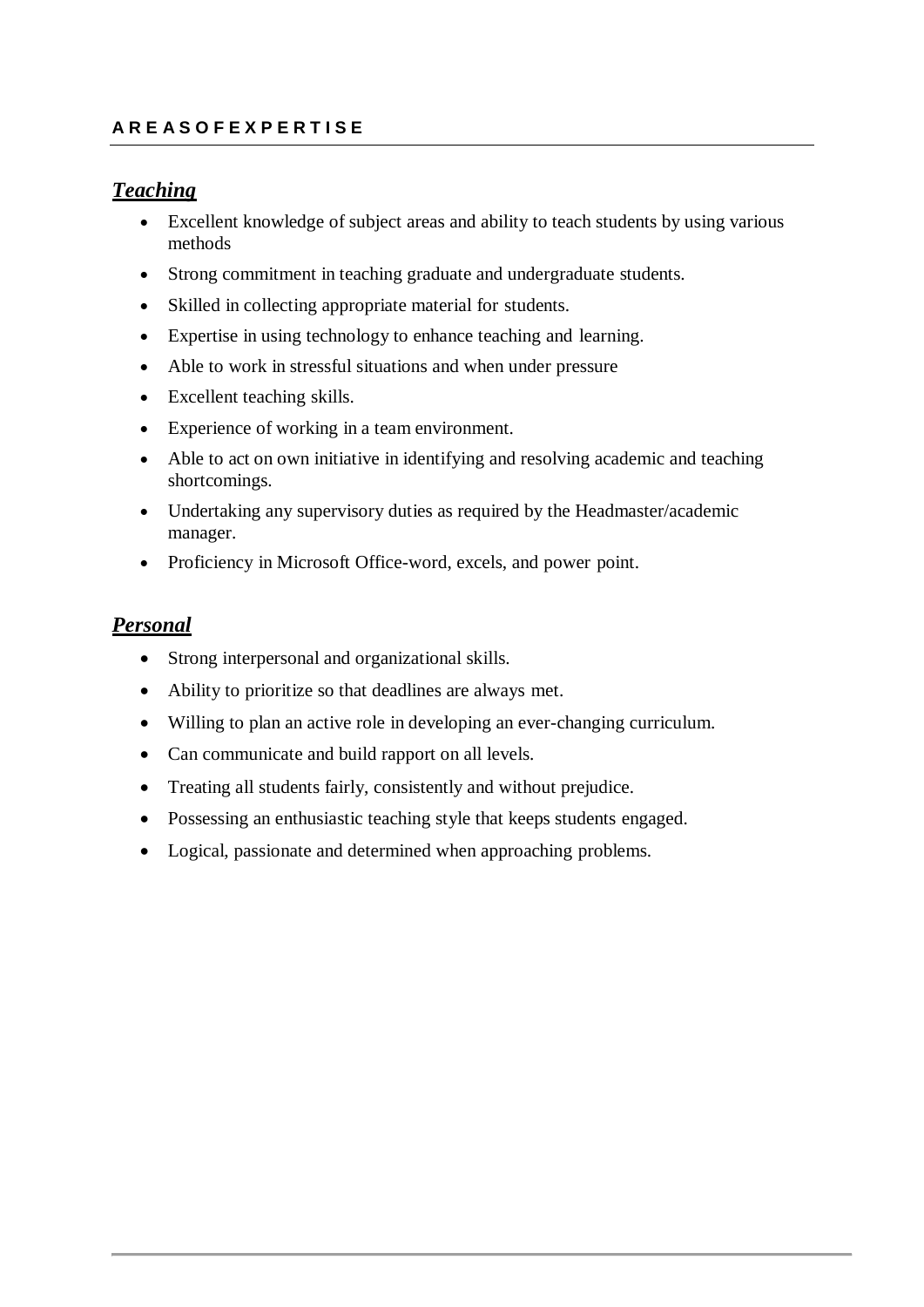## AREAS OF EXPERTISE

### ***Teaching***

- Excellent knowledge of subject areas and ability to teach students by using various methods
- Strong commitment in teaching graduate and undergraduate students.
- Skilled in collecting appropriate material for students.
- Expertise in using technology to enhance teaching and learning.
- Able to work in stressful situations and when under pressure
- Excellent teaching skills.
- Experience of working in a team environment.
- Able to act on own initiative in identifying and resolving academic and teaching shortcomings.
- Undertaking any supervisory duties as required by the Headmaster/academic manager.
- Proficiency in Microsoft Office-word, excels, and power point.

### ***Personal***

- Strong interpersonal and organizational skills.
- Ability to prioritize so that deadlines are always met.
- Willing to plan an active role in developing an ever-changing curriculum.
- Can communicate and build rapport on all levels.
- Treating all students fairly, consistently and without prejudice.
- Possessing an enthusiastic teaching style that keeps students engaged.
- Logical, passionate and determined when approaching problems.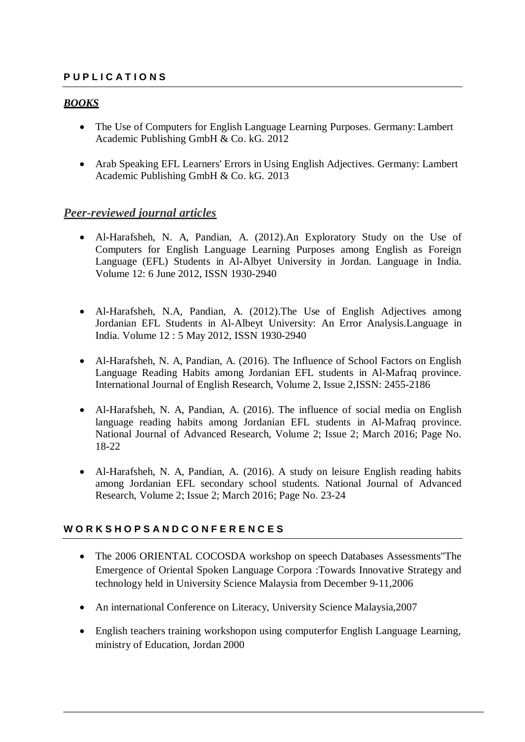## P U P L I C A T I O N S

### ***BOOKS***

- The Use of Computers for English Language Learning Purposes. Germany: Lambert Academic Publishing GmbH & Co. kG. 2012

- Arab Speaking EFL Learners' Errors in Using English Adjectives. Germany: Lambert Academic Publishing GmbH & Co. kG. 2013

### ***Peer-reviewed journal articles***

- Al-Harafsheh, N. A, Pandian, A. (2012).An Exploratory Study on the Use of Computers for English Language Learning Purposes among English as Foreign Language (EFL) Students in Al-Albyet University in Jordan. Language in India. Volume 12: 6 June 2012, ISSN 1930-2940

- Al-Harafsheh, N.A, Pandian, A. (2012).The Use of English Adjectives among Jordanian EFL Students in Al-Albeyt University: An Error Analysis.Language in India. Volume 12 : 5 May 2012, ISSN 1930-2940

- Al-Harafsheh, N. A, Pandian, A. (2016). The Influence of School Factors on English Language Reading Habits among Jordanian EFL students in Al-Mafraq province. International Journal of English Research, Volume 2, Issue 2,ISSN: 2455-2186

- Al-Harafsheh, N. A, Pandian, A. (2016). The influence of social media on English language reading habits among Jordanian EFL students in Al-Mafraq province. National Journal of Advanced Research, Volume 2; Issue 2; March 2016; Page No. 18-22

- Al-Harafsheh, N. A, Pandian, A. (2016). A study on leisure English reading habits among Jordanian EFL secondary school students. National Journal of Advanced Research, Volume 2; Issue 2; March 2016; Page No. 23-24

## W O R K S H O P S A N D C O N F E R E N C E S

- The 2006 ORIENTAL COCOSDA workshop on speech Databases Assessments"The Emergence of Oriental Spoken Language Corpora :Towards Innovative Strategy and technology held in University Science Malaysia from December 9-11,2006

- An international Conference on Literacy, University Science Malaysia,2007

- English teachers training workshopon using computerfor English Language Learning, ministry of Education, Jordan 2000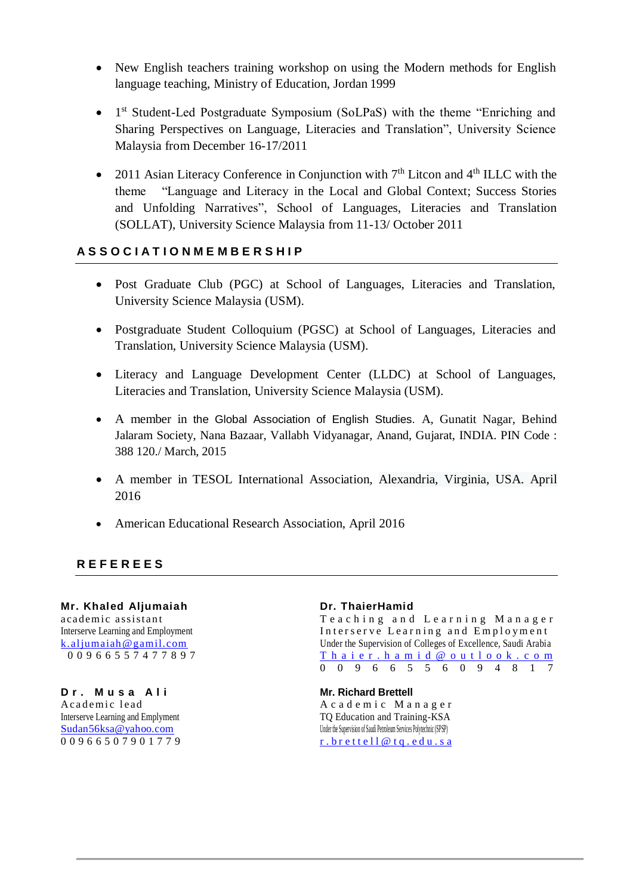- New English teachers training workshop on using the Modern methods for English language teaching, Ministry of Education, Jordan 1999

- 1st Student-Led Postgraduate Symposium (SoLPaS) with the theme "Enriching and Sharing Perspectives on Language, Literacies and Translation", University Science Malaysia from December 16-17/2011

- 2011 Asian Literacy Conference in Conjunction with 7th Litcon and 4th ILLC with the theme "Language and Literacy in the Local and Global Context; Success Stories and Unfolding Narratives", School of Languages, Literacies and Translation (SOLLAT), University Science Malaysia from 11-13/ October 2011

## ASSOCIATIONMEMBERSHIP

- Post Graduate Club (PGC) at School of Languages, Literacies and Translation, University Science Malaysia (USM).

- Postgraduate Student Colloquium (PGSC) at School of Languages, Literacies and Translation, University Science Malaysia (USM).

- Literacy and Language Development Center (LLDC) at School of Languages, Literacies and Translation, University Science Malaysia (USM).

- A member in the Global Association of English Studies. A, Gunatit Nagar, Behind Jalaram Society, Nana Bazaar, Vallabh Vidyanagar, Anand, Gujarat, INDIA. PIN Code : 388 120./ March, 2015

- A member in TESOL International Association, Alexandria, Virginia, USA. April 2016

- American Educational Research Association, April 2016

## REFEREES

**Mr. Khaled Aljumaiah**
academic assistant
Interserve Learning and Employment
k.aljumaiah@gamil.com
00966557477897

**Dr. ThaierHamid**
Teaching and Learning Manager
Interserve Learning and Employment
Under the Supervision of Colleges of Excellence, Saudi Arabia
Thaier.hamid@outlook.com
00966556609481 7

**Dr. Musa Ali**
Academic lead
Interserve Learning and Emplyment
Sudan56ksa@yahoo.com
00966507901779

**Mr. Richard Brettell**
Academic Manager
TQ Education and Training-KSA
Under the Supervision of Saudi Petroleum Services Polytechnic (SPSP)
r.brettell@tq.edu.sa